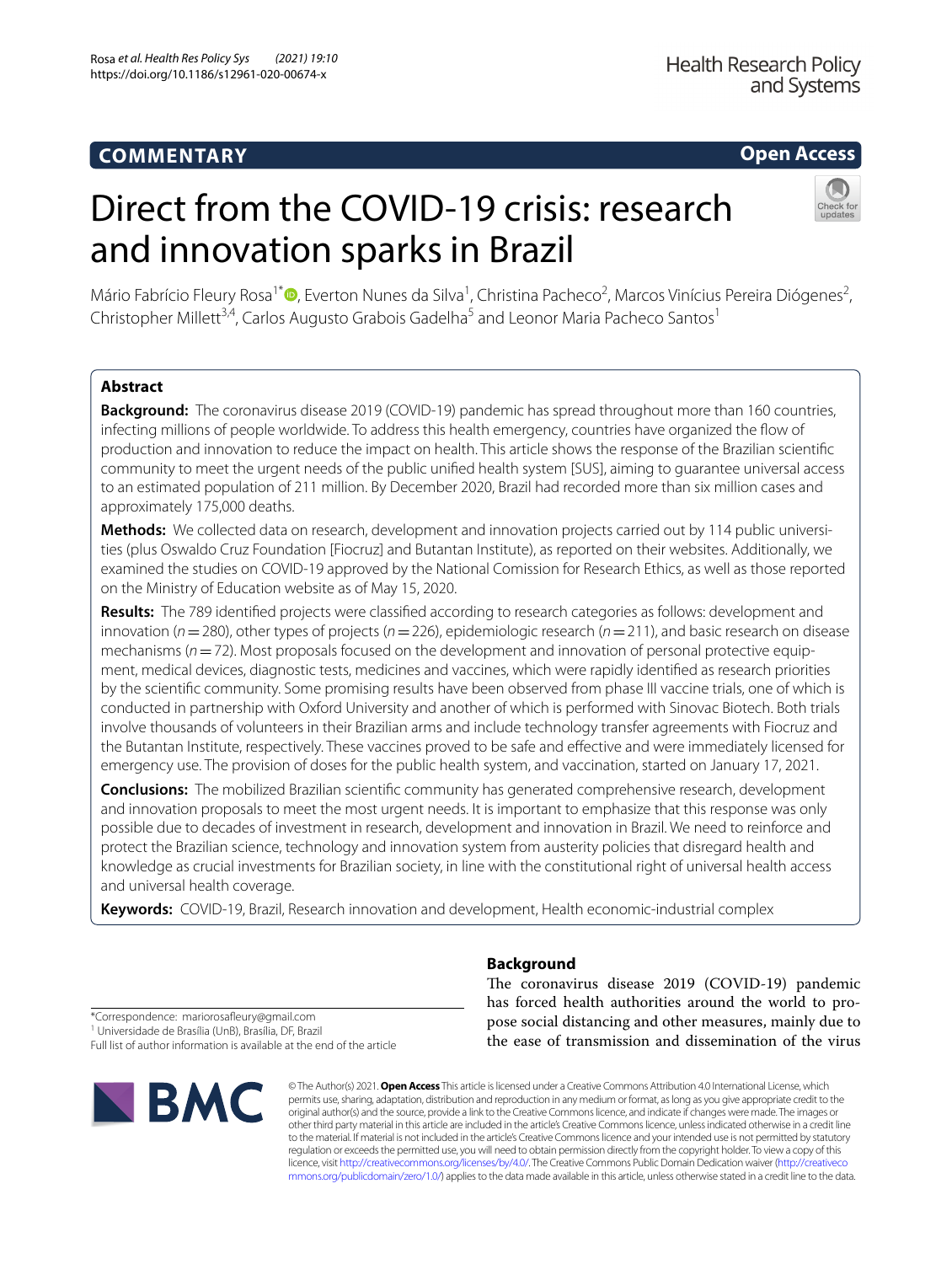**COMMENTARY** | **Open Access**

# Direct from the COVID-19 crisis: research and innovation sparks in Brazil

Mário Fabrício Fleury Rosa[1*], Everton Nunes da Silva[1], Christina Pacheco[2], Marcos Vinícius Pereira Diógenes[2], Christopher Millett[3,4], Carlos Augusto Grabois Gadelha[5] and Leonor Maria Pacheco Santos[1]

## Abstract

**Background:** The coronavirus disease 2019 (COVID-19) pandemic has spread throughout more than 160 countries, infecting millions of people worldwide. To address this health emergency, countries have organized the flow of production and innovation to reduce the impact on health. This article shows the response of the Brazilian scientific community to meet the urgent needs of the public unified health system [SUS], aiming to guarantee universal access to an estimated population of 211 million. By December 2020, Brazil had recorded more than six million cases and approximately 175,000 deaths.

**Methods:** We collected data on research, development and innovation projects carried out by 114 public universities (plus Oswaldo Cruz Foundation [Fiocruz] and Butantan Institute), as reported on their websites. Additionally, we examined the studies on COVID-19 approved by the National Comission for Research Ethics, as well as those reported on the Ministry of Education website as of May 15, 2020.

**Results:** The 789 identified projects were classified according to research categories as follows: development and innovation ($n=280$), other types of projects ($n=226$), epidemiologic research ($n=211$), and basic research on disease mechanisms ($n=72$). Most proposals focused on the development and innovation of personal protective equipment, medical devices, diagnostic tests, medicines and vaccines, which were rapidly identified as research priorities by the scientific community. Some promising results have been observed from phase III vaccine trials, one of which is conducted in partnership with Oxford University and another of which is performed with Sinovac Biotech. Both trials involve thousands of volunteers in their Brazilian arms and include technology transfer agreements with Fiocruz and the Butantan Institute, respectively. These vaccines proved to be safe and effective and were immediately licensed for emergency use. The provision of doses for the public health system, and vaccination, started on January 17, 2021.

**Conclusions:** The mobilized Brazilian scientific community has generated comprehensive research, development and innovation proposals to meet the most urgent needs. It is important to emphasize that this response was only possible due to decades of investment in research, development and innovation in Brazil. We need to reinforce and protect the Brazilian science, technology and innovation system from austerity policies that disregard health and knowledge as crucial investments for Brazilian society, in line with the constitutional right of universal health access and universal health coverage.

**Keywords:** COVID-19, Brazil, Research innovation and development, Health economic-industrial complex

## Background

The coronavirus disease 2019 (COVID-19) pandemic has forced health authorities around the world to propose social distancing and other measures, mainly due to the ease of transmission and dissemination of the virus

*Correspondence: mariorosafleury@gmail.com
[1] Universidade de Brasília (UnB), Brasília, DF, Brazil
Full list of author information is available at the end of the article

© The Author(s) 2021. **Open Access** This article is licensed under a Creative Commons Attribution 4.0 International License, which permits use, sharing, adaptation, distribution and reproduction in any medium or format, as long as you give appropriate credit to the original author(s) and the source, provide a link to the Creative Commons licence, and indicate if changes were made. The images or other third party material in this article are included in the article's Creative Commons licence, unless indicated otherwise in a credit line to the material. If material is not included in the article's Creative Commons licence and your intended use is not permitted by statutory regulation or exceeds the permitted use, you will need to obtain permission directly from the copyright holder. To view a copy of this licence, visit http://creativecommons.org/licenses/by/4.0/. The Creative Commons Public Domain Dedication waiver (http://creativecommons.org/publicdomain/zero/1.0/) applies to the data made available in this article, unless otherwise stated in a credit line to the data.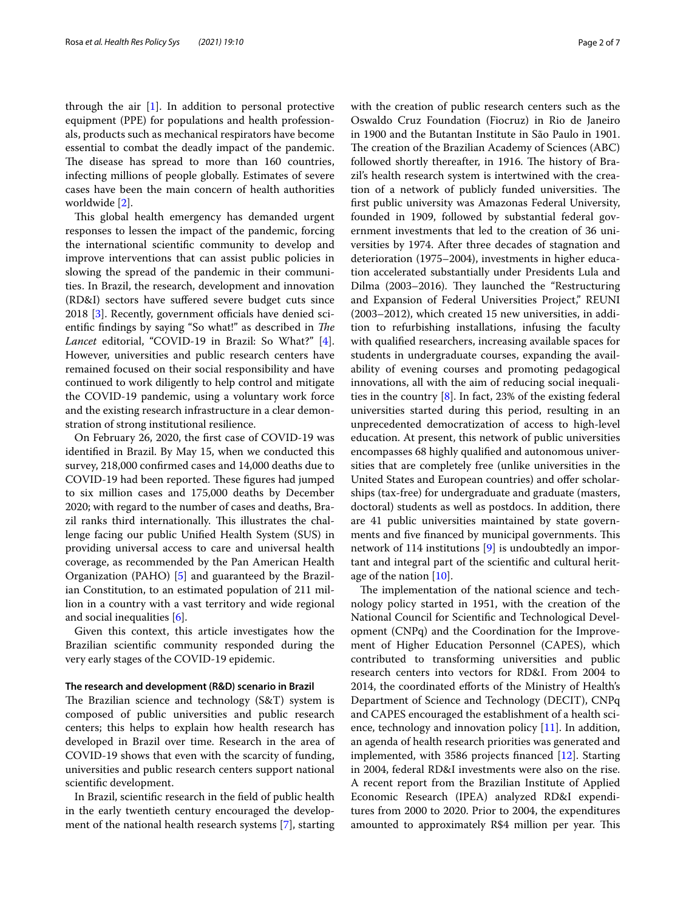through the air [1]. In addition to personal protective equipment (PPE) for populations and health professionals, products such as mechanical respirators have become essential to combat the deadly impact of the pandemic. The disease has spread to more than 160 countries, infecting millions of people globally. Estimates of severe cases have been the main concern of health authorities worldwide [2].

This global health emergency has demanded urgent responses to lessen the impact of the pandemic, forcing the international scientific community to develop and improve interventions that can assist public policies in slowing the spread of the pandemic in their communities. In Brazil, the research, development and innovation (RD&I) sectors have suffered severe budget cuts since 2018 [3]. Recently, government officials have denied scientific findings by saying "So what!" as described in *The Lancet* editorial, "COVID-19 in Brazil: So What?" [4]. However, universities and public research centers have remained focused on their social responsibility and have continued to work diligently to help control and mitigate the COVID-19 pandemic, using a voluntary work force and the existing research infrastructure in a clear demonstration of strong institutional resilience.

On February 26, 2020, the first case of COVID-19 was identified in Brazil. By May 15, when we conducted this survey, 218,000 confirmed cases and 14,000 deaths due to COVID-19 had been reported. These figures had jumped to six million cases and 175,000 deaths by December 2020; with regard to the number of cases and deaths, Brazil ranks third internationally. This illustrates the challenge facing our public Unified Health System (SUS) in providing universal access to care and universal health coverage, as recommended by the Pan American Health Organization (PAHO) [5] and guaranteed by the Brazilian Constitution, to an estimated population of 211 million in a country with a vast territory and wide regional and social inequalities [6].

Given this context, this article investigates how the Brazilian scientific community responded during the very early stages of the COVID-19 epidemic.

### The research and development (R&D) scenario in Brazil

The Brazilian science and technology (S&T) system is composed of public universities and public research centers; this helps to explain how health research has developed in Brazil over time. Research in the area of COVID-19 shows that even with the scarcity of funding, universities and public research centers support national scientific development.

In Brazil, scientific research in the field of public health in the early twentieth century encouraged the development of the national health research systems [7], starting with the creation of public research centers such as the Oswaldo Cruz Foundation (Fiocruz) in Rio de Janeiro in 1900 and the Butantan Institute in São Paulo in 1901. The creation of the Brazilian Academy of Sciences (ABC) followed shortly thereafter, in 1916. The history of Brazil's health research system is intertwined with the creation of a network of publicly funded universities. The first public university was Amazonas Federal University, founded in 1909, followed by substantial federal government investments that led to the creation of 36 universities by 1974. After three decades of stagnation and deterioration (1975–2004), investments in higher education accelerated substantially under Presidents Lula and Dilma (2003–2016). They launched the "Restructuring and Expansion of Federal Universities Project," REUNI (2003–2012), which created 15 new universities, in addition to refurbishing installations, infusing the faculty with qualified researchers, increasing available spaces for students in undergraduate courses, expanding the availability of evening courses and promoting pedagogical innovations, all with the aim of reducing social inequalities in the country [8]. In fact, 23% of the existing federal universities started during this period, resulting in an unprecedented democratization of access to high-level education. At present, this network of public universities encompasses 68 highly qualified and autonomous universities that are completely free (unlike universities in the United States and European countries) and offer scholarships (tax-free) for undergraduate and graduate (masters, doctoral) students as well as postdocs. In addition, there are 41 public universities maintained by state governments and five financed by municipal governments. This network of 114 institutions [9] is undoubtedly an important and integral part of the scientific and cultural heritage of the nation [10].

The implementation of the national science and technology policy started in 1951, with the creation of the National Council for Scientific and Technological Development (CNPq) and the Coordination for the Improvement of Higher Education Personnel (CAPES), which contributed to transforming universities and public research centers into vectors for RD&I. From 2004 to 2014, the coordinated efforts of the Ministry of Health's Department of Science and Technology (DECIT), CNPq and CAPES encouraged the establishment of a health science, technology and innovation policy [11]. In addition, an agenda of health research priorities was generated and implemented, with 3586 projects financed [12]. Starting in 2004, federal RD&I investments were also on the rise. A recent report from the Brazilian Institute of Applied Economic Research (IPEA) analyzed RD&I expenditures from 2000 to 2020. Prior to 2004, the expenditures amounted to approximately R$4 million per year. This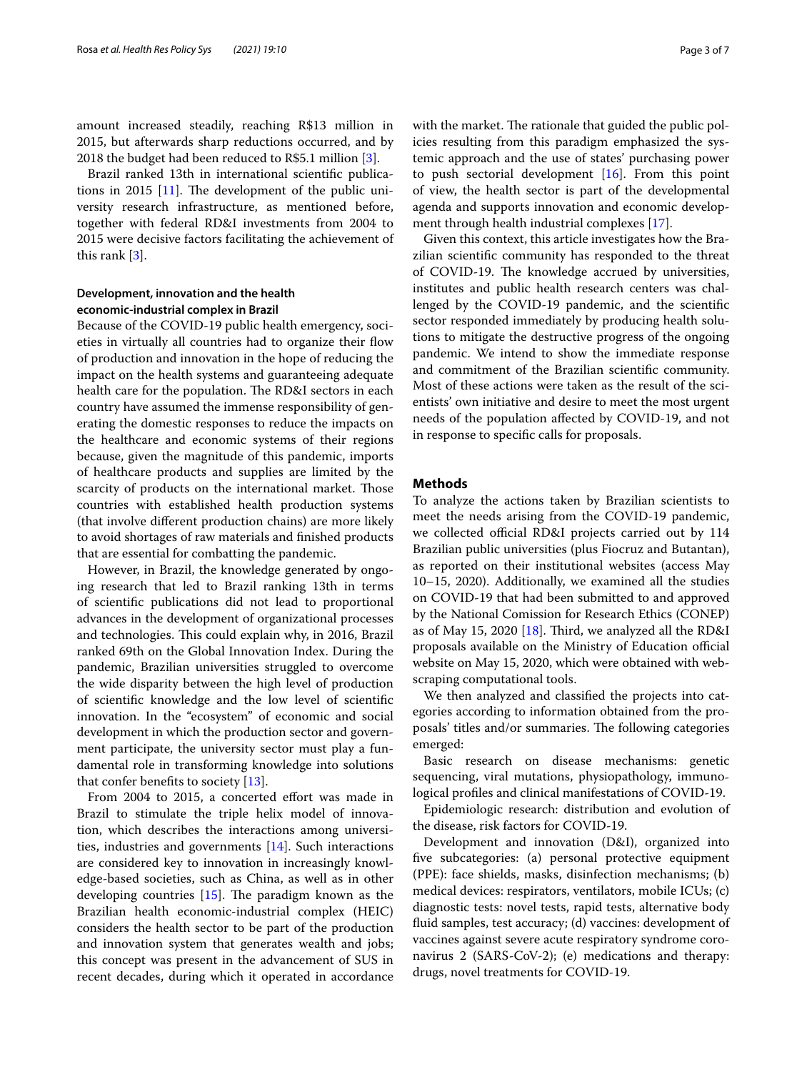amount increased steadily, reaching R$13 million in 2015, but afterwards sharp reductions occurred, and by 2018 the budget had been reduced to R$5.1 million [3].

Brazil ranked 13th in international scientific publications in 2015 [11]. The development of the public university research infrastructure, as mentioned before, together with federal RD&I investments from 2004 to 2015 were decisive factors facilitating the achievement of this rank [3].

### Development, innovation and the health economic-industrial complex in Brazil

Because of the COVID-19 public health emergency, societies in virtually all countries had to organize their flow of production and innovation in the hope of reducing the impact on the health systems and guaranteeing adequate health care for the population. The RD&I sectors in each country have assumed the immense responsibility of generating the domestic responses to reduce the impacts on the healthcare and economic systems of their regions because, given the magnitude of this pandemic, imports of healthcare products and supplies are limited by the scarcity of products on the international market. Those countries with established health production systems (that involve different production chains) are more likely to avoid shortages of raw materials and finished products that are essential for combatting the pandemic.

However, in Brazil, the knowledge generated by ongoing research that led to Brazil ranking 13th in terms of scientific publications did not lead to proportional advances in the development of organizational processes and technologies. This could explain why, in 2016, Brazil ranked 69th on the Global Innovation Index. During the pandemic, Brazilian universities struggled to overcome the wide disparity between the high level of production of scientific knowledge and the low level of scientific innovation. In the "ecosystem" of economic and social development in which the production sector and government participate, the university sector must play a fundamental role in transforming knowledge into solutions that confer benefits to society [13].

From 2004 to 2015, a concerted effort was made in Brazil to stimulate the triple helix model of innovation, which describes the interactions among universities, industries and governments [14]. Such interactions are considered key to innovation in increasingly knowledge-based societies, such as China, as well as in other developing countries [15]. The paradigm known as the Brazilian health economic-industrial complex (HEIC) considers the health sector to be part of the production and innovation system that generates wealth and jobs; this concept was present in the advancement of SUS in recent decades, during which it operated in accordance with the market. The rationale that guided the public policies resulting from this paradigm emphasized the systemic approach and the use of states' purchasing power to push sectorial development [16]. From this point of view, the health sector is part of the developmental agenda and supports innovation and economic development through health industrial complexes [17].

Given this context, this article investigates how the Brazilian scientific community has responded to the threat of COVID-19. The knowledge accrued by universities, institutes and public health research centers was challenged by the COVID-19 pandemic, and the scientific sector responded immediately by producing health solutions to mitigate the destructive progress of the ongoing pandemic. We intend to show the immediate response and commitment of the Brazilian scientific community. Most of these actions were taken as the result of the scientists' own initiative and desire to meet the most urgent needs of the population affected by COVID-19, and not in response to specific calls for proposals.

## Methods

To analyze the actions taken by Brazilian scientists to meet the needs arising from the COVID-19 pandemic, we collected official RD&I projects carried out by 114 Brazilian public universities (plus Fiocruz and Butantan), as reported on their institutional websites (access May 10–15, 2020). Additionally, we examined all the studies on COVID-19 that had been submitted to and approved by the National Comission for Research Ethics (CONEP) as of May 15, 2020 [18]. Third, we analyzed all the RD&I proposals available on the Ministry of Education official website on May 15, 2020, which were obtained with web-scraping computational tools.

We then analyzed and classified the projects into categories according to information obtained from the proposals' titles and/or summaries. The following categories emerged:

Basic research on disease mechanisms: genetic sequencing, viral mutations, physiopathology, immunological profiles and clinical manifestations of COVID-19.

Epidemiologic research: distribution and evolution of the disease, risk factors for COVID-19.

Development and innovation (D&I), organized into five subcategories: (a) personal protective equipment (PPE): face shields, masks, disinfection mechanisms; (b) medical devices: respirators, ventilators, mobile ICUs; (c) diagnostic tests: novel tests, rapid tests, alternative body fluid samples, test accuracy; (d) vaccines: development of vaccines against severe acute respiratory syndrome coronavirus 2 (SARS-CoV-2); (e) medications and therapy: drugs, novel treatments for COVID-19.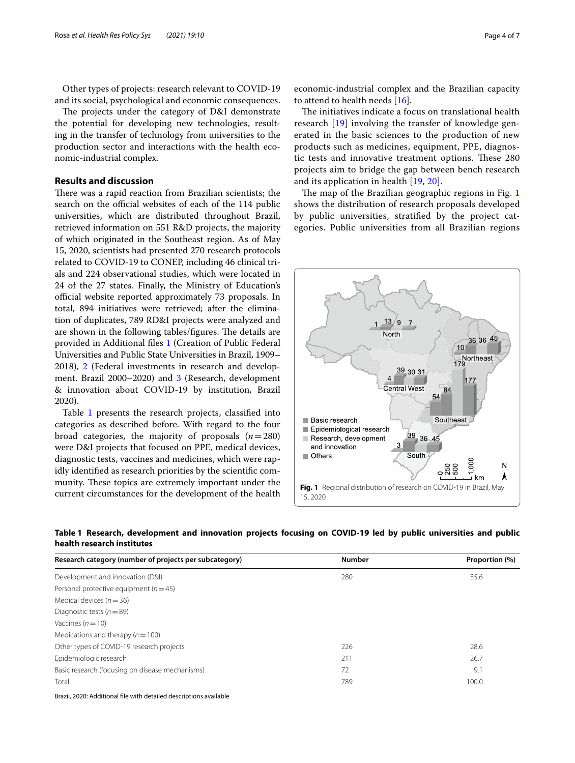Other types of projects: research relevant to COVID-19 and its social, psychological and economic consequences.

The projects under the category of D&I demonstrate the potential for developing new technologies, resulting in the transfer of technology from universities to the production sector and interactions with the health economic-industrial complex.

## Results and discussion

There was a rapid reaction from Brazilian scientists; the search on the official websites of each of the 114 public universities, which are distributed throughout Brazil, retrieved information on 551 R&D projects, the majority of which originated in the Southeast region. As of May 15, 2020, scientists had presented 270 research protocols related to COVID-19 to CONEP, including 46 clinical trials and 224 observational studies, which were located in 24 of the 27 states. Finally, the Ministry of Education's official website reported approximately 73 proposals. In total, 894 initiatives were retrieved; after the elimination of duplicates, 789 RD&I projects were analyzed and are shown in the following tables/figures. The details are provided in Additional files 1 (Creation of Public Federal Universities and Public State Universities in Brazil, 1909–2018), 2 (Federal investments in research and development. Brazil 2000–2020) and 3 (Research, development & innovation about COVID-19 by institution, Brazil 2020).

Table 1 presents the research projects, classified into categories as described before. With regard to the four broad categories, the majority of proposals ($n=280$) were D&I projects that focused on PPE, medical devices, diagnostic tests, vaccines and medicines, which were rapidly identified as research priorities by the scientific community. These topics are extremely important under the current circumstances for the development of the health economic-industrial complex and the Brazilian capacity to attend to health needs [16].

The initiatives indicate a focus on translational health research [19] involving the transfer of knowledge generated in the basic sciences to the production of new products such as medicines, equipment, PPE, diagnostic tests and innovative treatment options. These 280 projects aim to bridge the gap between bench research and its application in health [19, 20].

The map of the Brazilian geographic regions in Fig. 1 shows the distribution of research proposals developed by public universities, stratified by the project categories. Public universities from all Brazilian regions

**Fig. 1** Regional distribution of research on COVID-19 in Brazil, May 15, 2020

**Table 1 Research, development and innovation projects focusing on COVID-19 led by public universities and public health research institutes**

| Research category (number of projects per subcategory) | Number | Proportion (%) |
|---|---|---|
| Development and innovation (D&I) | 280 | 35.6 |
| Personal protective equipment ($n=45$) | | |
| Medical devices ($n=36$) | | |
| Diagnostic tests ($n=89$) | | |
| Vaccines ($n=10$) | | |
| Medications and therapy ($n=100$) | | |
| Other types of COVID-19 research projects | 226 | 28.6 |
| Epidemiologic research | 211 | 26.7 |
| Basic research (focusing on disease mechanisms) | 72 | 9.1 |
| Total | 789 | 100.0 |

Brazil, 2020: Additional file with detailed descriptions available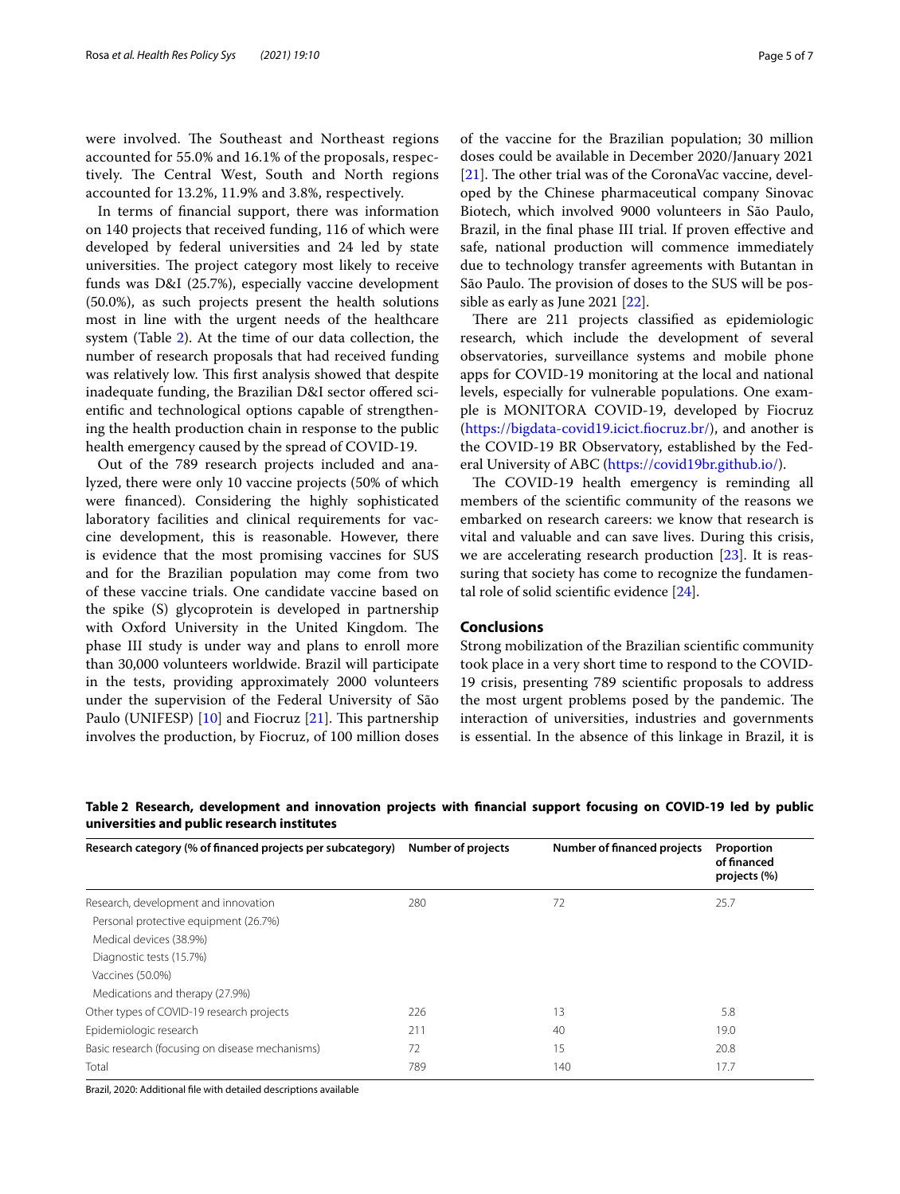were involved. The Southeast and Northeast regions accounted for 55.0% and 16.1% of the proposals, respectively. The Central West, South and North regions accounted for 13.2%, 11.9% and 3.8%, respectively.

In terms of financial support, there was information on 140 projects that received funding, 116 of which were developed by federal universities and 24 led by state universities. The project category most likely to receive funds was D&I (25.7%), especially vaccine development (50.0%), as such projects present the health solutions most in line with the urgent needs of the healthcare system (Table 2). At the time of our data collection, the number of research proposals that had received funding was relatively low. This first analysis showed that despite inadequate funding, the Brazilian D&I sector offered scientific and technological options capable of strengthening the health production chain in response to the public health emergency caused by the spread of COVID-19.

Out of the 789 research projects included and analyzed, there were only 10 vaccine projects (50% of which were financed). Considering the highly sophisticated laboratory facilities and clinical requirements for vaccine development, this is reasonable. However, there is evidence that the most promising vaccines for SUS and for the Brazilian population may come from two of these vaccine trials. One candidate vaccine based on the spike (S) glycoprotein is developed in partnership with Oxford University in the United Kingdom. The phase III study is under way and plans to enroll more than 30,000 volunteers worldwide. Brazil will participate in the tests, providing approximately 2000 volunteers under the supervision of the Federal University of São Paulo (UNIFESP) [10] and Fiocruz [21]. This partnership involves the production, by Fiocruz, of 100 million doses of the vaccine for the Brazilian population; 30 million doses could be available in December 2020/January 2021 [21]. The other trial was of the CoronaVac vaccine, developed by the Chinese pharmaceutical company Sinovac Biotech, which involved 9000 volunteers in São Paulo, Brazil, in the final phase III trial. If proven effective and safe, national production will commence immediately due to technology transfer agreements with Butantan in São Paulo. The provision of doses to the SUS will be possible as early as June 2021 [22].

There are 211 projects classified as epidemiologic research, which include the development of several observatories, surveillance systems and mobile phone apps for COVID-19 monitoring at the local and national levels, especially for vulnerable populations. One example is MONITORA COVID-19, developed by Fiocruz (https://bigdata-covid19.icict.fiocruz.br/), and another is the COVID-19 BR Observatory, established by the Federal University of ABC (https://covid19br.github.io/).

The COVID-19 health emergency is reminding all members of the scientific community of the reasons we embarked on research careers: we know that research is vital and valuable and can save lives. During this crisis, we are accelerating research production [23]. It is reassuring that society has come to recognize the fundamental role of solid scientific evidence [24].

## Conclusions

Strong mobilization of the Brazilian scientific community took place in a very short time to respond to the COVID-19 crisis, presenting 789 scientific proposals to address the most urgent problems posed by the pandemic. The interaction of universities, industries and governments is essential. In the absence of this linkage in Brazil, it is

**Table 2 Research, development and innovation projects with financial support focusing on COVID-19 led by public universities and public research institutes**

| Research category (% of financed projects per subcategory) | Number of projects | Number of financed projects | Proportion of financed projects (%) |
|---|---|---|---|
| Research, development and innovation | 280 | 72 | 25.7 |
| Personal protective equipment (26.7%) | | | |
| Medical devices (38.9%) | | | |
| Diagnostic tests (15.7%) | | | |
| Vaccines (50.0%) | | | |
| Medications and therapy (27.9%) | | | |
| Other types of COVID-19 research projects | 226 | 13 | 5.8 |
| Epidemiologic research | 211 | 40 | 19.0 |
| Basic research (focusing on disease mechanisms) | 72 | 15 | 20.8 |
| Total | 789 | 140 | 17.7 |

Brazil, 2020: Additional file with detailed descriptions available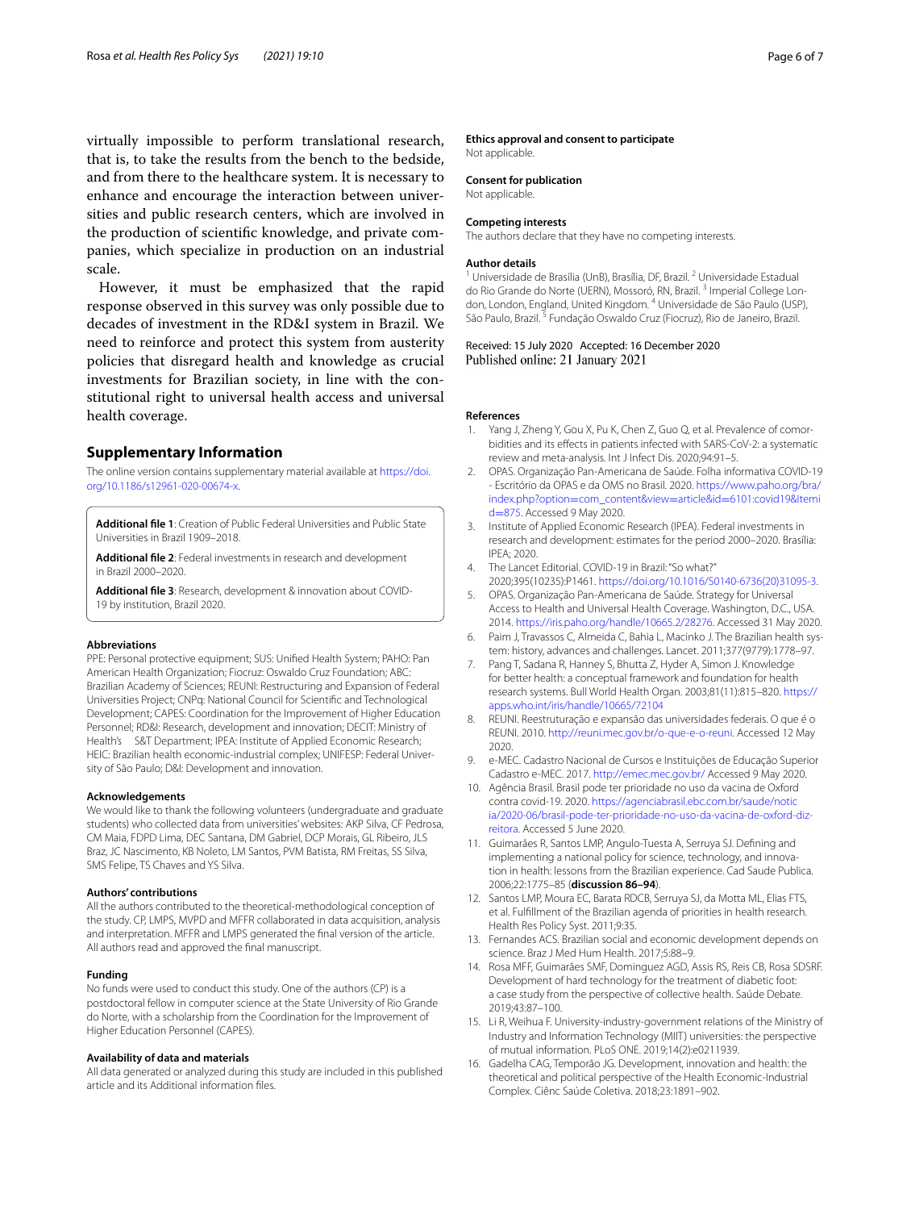virtually impossible to perform translational research, that is, to take the results from the bench to the bedside, and from there to the healthcare system. It is necessary to enhance and encourage the interaction between universities and public research centers, which are involved in the production of scientific knowledge, and private companies, which specialize in production on an industrial scale.

However, it must be emphasized that the rapid response observed in this survey was only possible due to decades of investment in the RD&I system in Brazil. We need to reinforce and protect this system from austerity policies that disregard health and knowledge as crucial investments for Brazilian society, in line with the constitutional right to universal health access and universal health coverage.

## Supplementary Information

The online version contains supplementary material available at https://doi.org/10.1186/s12961-020-00674-x.

**Additional file 1**: Creation of Public Federal Universities and Public State Universities in Brazil 1909–2018.

**Additional file 2**: Federal investments in research and development in Brazil 2000–2020.

**Additional file 3**: Research, development & innovation about COVID-19 by institution, Brazil 2020.

### Abbreviations

PPE: Personal protective equipment; SUS: Unified Health System; PAHO: Pan American Health Organization; Fiocruz: Oswaldo Cruz Foundation; ABC: Brazilian Academy of Sciences; REUNI: Restructuring and Expansion of Federal Universities Project; CNPq: National Council for Scientific and Technological Development; CAPES: Coordination for the Improvement of Higher Education Personnel; RD&I: Research, development and innovation; DECIT: Ministry of Health's S&T Department; IPEA: Institute of Applied Economic Research; HEIC: Brazilian health economic-industrial complex; UNIFESP: Federal University of São Paulo; D&I: Development and innovation.

### Acknowledgements

We would like to thank the following volunteers (undergraduate and graduate students) who collected data from universities' websites: AKP Silva, CF Pedrosa, CM Maia, FDPD Lima, DEC Santana, DM Gabriel, DCP Morais, GL Ribeiro, JLS Braz, JC Nascimento, KB Noleto, LM Santos, PVM Batista, RM Freitas, SS Silva, SMS Felipe, TS Chaves and YS Silva.

### Authors' contributions

All the authors contributed to the theoretical-methodological conception of the study. CP, LMPS, MVPD and MFFR collaborated in data acquisition, analysis and interpretation. MFFR and LMPS generated the final version of the article. All authors read and approved the final manuscript.

### Funding

No funds were used to conduct this study. One of the authors (CP) is a postdoctoral fellow in computer science at the State University of Rio Grande do Norte, with a scholarship from the Coordination for the Improvement of Higher Education Personnel (CAPES).

### Availability of data and materials

All data generated or analyzed during this study are included in this published article and its Additional information files.

### Ethics approval and consent to participate

Not applicable.

### Consent for publication

Not applicable.

### Competing interests

The authors declare that they have no competing interests.

### Author details

[1] Universidade de Brasília (UnB), Brasília, DF, Brazil. [2] Universidade Estadual do Rio Grande do Norte (UERN), Mossoró, RN, Brazil. [3] Imperial College London, London, England, United Kingdom. [4] Universidade de São Paulo (USP), São Paulo, Brazil. [5] Fundação Oswaldo Cruz (Fiocruz), Rio de Janeiro, Brazil.

Received: 15 July 2020 Accepted: 16 December 2020
Published online: 21 January 2021

### References

1. Yang J, Zheng Y, Gou X, Pu K, Chen Z, Guo Q, et al. Prevalence of comorbidities and its effects in patients infected with SARS-CoV-2: a systematic review and meta-analysis. Int J Infect Dis. 2020;94:91–5.
2. OPAS. Organização Pan-Americana de Saúde. Folha informativa COVID-19 - Escritório da OPAS e da OMS no Brasil. 2020. https://www.paho.org/bra/index.php?option=com_content&view=article&id=6101:covid19&Itemid=875. Accessed 9 May 2020.
3. Institute of Applied Economic Research (IPEA). Federal investments in research and development: estimates for the period 2000–2020. Brasília: IPEA; 2020.
4. The Lancet Editorial. COVID-19 in Brazil: "So what?" 2020;395(10235):P1461. https://doi.org/10.1016/S0140-6736(20)31095-3.
5. OPAS. Organização Pan-Americana de Saúde. Strategy for Universal Access to Health and Universal Health Coverage. Washington, D.C., USA. 2014. https://iris.paho.org/handle/10665.2/28276. Accessed 31 May 2020.
6. Paim J, Travassos C, Almeida C, Bahia L, Macinko J. The Brazilian health system: history, advances and challenges. Lancet. 2011;377(9779):1778–97.
7. Pang T, Sadana R, Hanney S, Bhutta Z, Hyder A, Simon J. Knowledge for better health: a conceptual framework and foundation for health research systems. Bull World Health Organ. 2003;81(11):815–820. https://apps.who.int/iris/handle/10665/72104
8. REUNI. Reestruturação e expansão das universidades federais. O que é o REUNI. 2010. http://reuni.mec.gov.br/o-que-e-o-reuni. Accessed 12 May 2020.
9. e-MEC. Cadastro Nacional de Cursos e Instituições de Educação Superior Cadastro e-MEC. 2017. http://emec.mec.gov.br/ Accessed 9 May 2020.
10. Agência Brasil. Brasil pode ter prioridade no uso da vacina de Oxford contra covid-19. 2020. https://agenciabrasil.ebc.com.br/saude/noticia/2020-06/brasil-pode-ter-prioridade-no-uso-da-vacina-de-oxford-diz-reitora. Accessed 5 June 2020.
11. Guimarães R, Santos LMP, Angulo-Tuesta A, Serruya SJ. Defining and implementing a national policy for science, technology, and innovation in health: lessons from the Brazilian experience. Cad Saude Publica. 2006;22:1775–85 (**discussion 86–94**).
12. Santos LMP, Moura EC, Barata RDCB, Serruya SJ, da Motta ML, Elias FTS, et al. Fulfillment of the Brazilian agenda of priorities in health research. Health Res Policy Syst. 2011;9:35.
13. Fernandes ACS. Brazilian social and economic development depends on science. Braz J Med Hum Health. 2017;5:88–9.
14. Rosa MFF, Guimarães SMF, Dominguez AGD, Assis RS, Reis CB, Rosa SDSRF. Development of hard technology for the treatment of diabetic foot: a case study from the perspective of collective health. Saúde Debate. 2019;43:87–100.
15. Li R, Weihua F. University-industry-government relations of the Ministry of Industry and Information Technology (MIIT) universities: the perspective of mutual information. PLoS ONE. 2019;14(2):e0211939.
16. Gadelha CAG, Temporão JG. Development, innovation and health: the theoretical and political perspective of the Health Economic-Industrial Complex. Ciênc Saúde Coletiva. 2018;23:1891–902.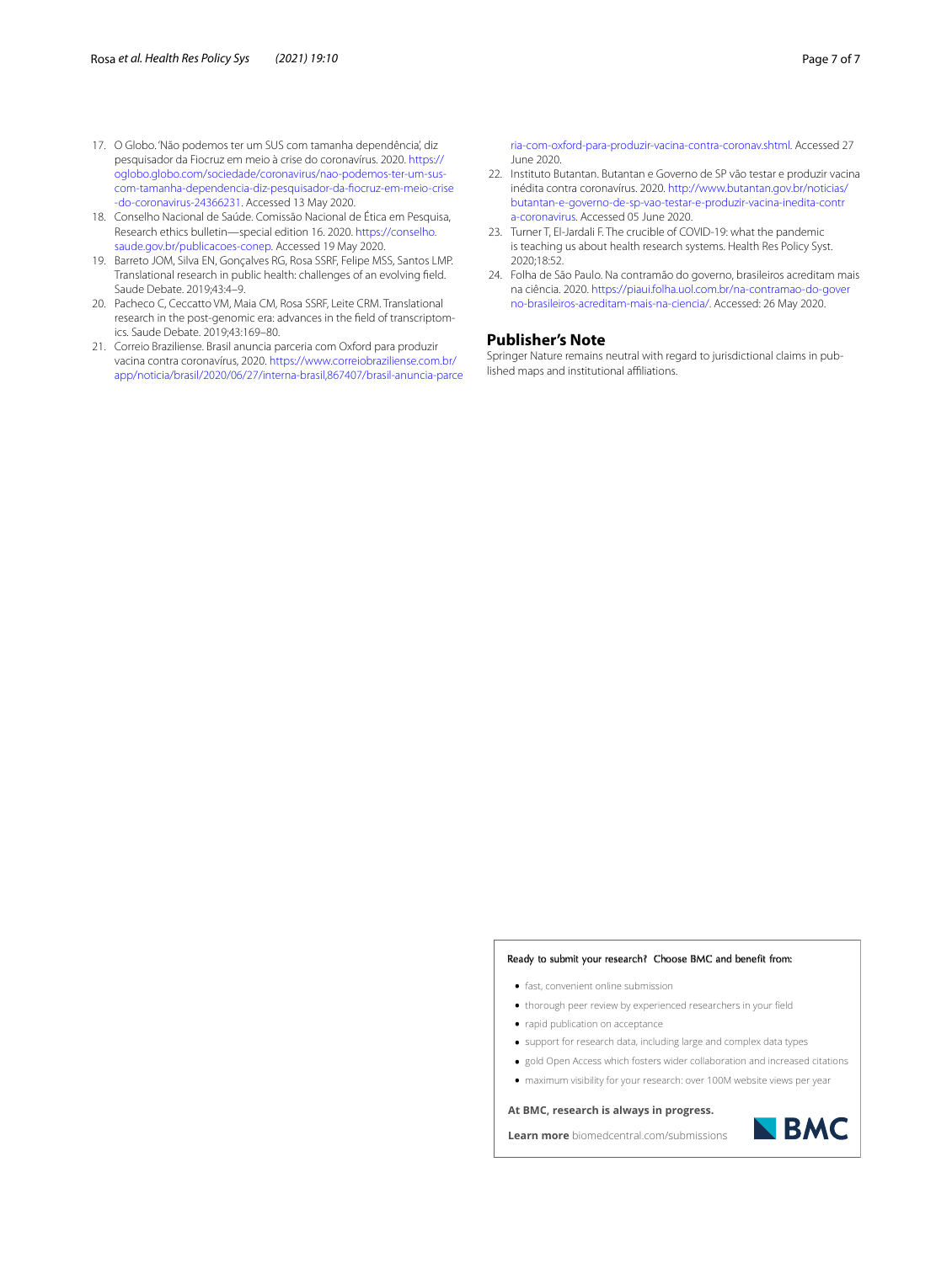17. O Globo. 'Não podemos ter um SUS com tamanha dependência', diz pesquisador da Fiocruz em meio à crise do coronavírus. 2020. https://oglobo.globo.com/sociedade/coronavirus/nao-podemos-ter-um-sus-com-tamanha-dependencia-diz-pesquisador-da-fiocruz-em-meio-crise-do-coronavirus-24366231. Accessed 13 May 2020.
18. Conselho Nacional de Saúde. Comissão Nacional de Ética em Pesquisa, Research ethics bulletin—special edition 16. 2020. https://conselho.saude.gov.br/publicacoes-conep. Accessed 19 May 2020.
19. Barreto JOM, Silva EN, Gonçalves RG, Rosa SSRF, Felipe MSS, Santos LMP. Translational research in public health: challenges of an evolving field. Saude Debate. 2019;43:4–9.
20. Pacheco C, Ceccatto VM, Maia CM, Rosa SSRF, Leite CRM. Translational research in the post-genomic era: advances in the field of transcriptomics. Saude Debate. 2019;43:169–80.
21. Correio Braziliense. Brasil anuncia parceria com Oxford para produzir vacina contra coronavírus, 2020. https://www.correiobraziliense.com.br/app/noticia/brasil/2020/06/27/interna-brasil,867407/brasil-anuncia-parceria-com-oxford-para-produzir-vacina-contra-coronav.shtml. Accessed 27 June 2020.
22. Instituto Butantan. Butantan e Governo de SP vão testar e produzir vacina inédita contra coronavírus. 2020. http://www.butantan.gov.br/noticias/butantan-e-governo-de-sp-vao-testar-e-produzir-vacina-inedita-contra-coronavirus. Accessed 05 June 2020.
23. Turner T, El-Jardali F. The crucible of COVID-19: what the pandemic is teaching us about health research systems. Health Res Policy Syst. 2020;18:52.
24. Folha de São Paulo. Na contramão do governo, brasileiros acreditam mais na ciência. 2020. https://piaui.folha.uol.com.br/na-contramao-do-governo-brasileiros-acreditam-mais-na-ciencia/. Accessed: 26 May 2020.

## Publisher's Note

Springer Nature remains neutral with regard to jurisdictional claims in published maps and institutional affiliations.

Ready to submit your research? Choose BMC and benefit from:

- fast, convenient online submission
- thorough peer review by experienced researchers in your field
- rapid publication on acceptance
- support for research data, including large and complex data types
- gold Open Access which fosters wider collaboration and increased citations
- maximum visibility for your research: over 100M website views per year

**At BMC, research is always in progress.**

**Learn more** biomedcentral.com/submissions

BMC